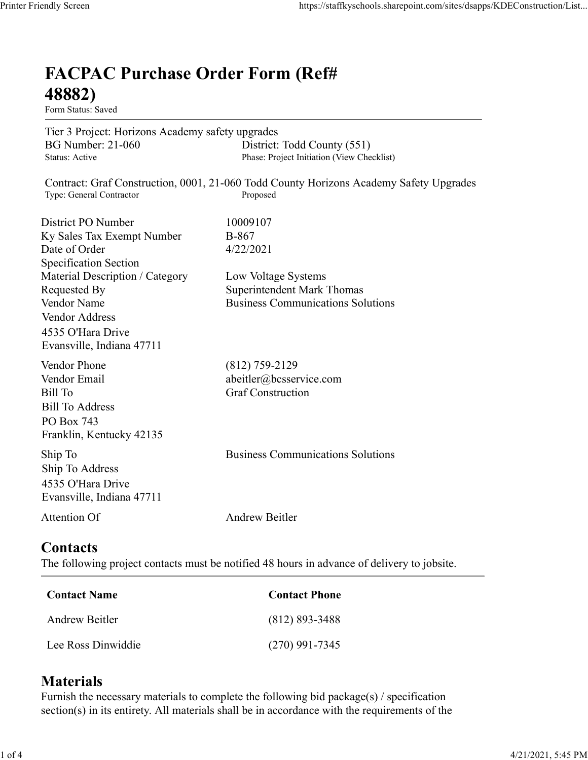# FACPAC Purchase Order Form (Ref# 48882)

Form Status: Saved

Tier 3 Project: Horizons Academy safety upgrades

| | |
|---|---|
| BG Number: 21-060 | District: Todd County (551) |
| Status: Active | Phase: Project Initiation (View Checklist) |

Contract: Graf Construction, 0001, 21-060 Todd County Horizons Academy Safety Upgrades

| | |
|---|---|
| Type: General Contractor | Proposed |

| | |
|---|---|
| District PO Number | 10009107 |
| Ky Sales Tax Exempt Number | B-867 |
| Date of Order | 4/22/2021 |
| Specification Section | |
| Material Description / Category | Low Voltage Systems |
| Requested By | Superintendent Mark Thomas |
| Vendor Name | Business Communications Solutions |
| Vendor Address | 4535 O'Hara Drive<br>Evansville, Indiana 47711 |
| Vendor Phone | (812) 759-2129 |
| Vendor Email | abeitler@bcsservice.com |
| Bill To | Graf Construction |
| Bill To Address | PO Box 743<br>Franklin, Kentucky 42135 |
| Ship To | Business Communications Solutions |
| Ship To Address | 4535 O'Hara Drive<br>Evansville, Indiana 47711 |
| Attention Of | Andrew Beitler |

## Contacts

The following project contacts must be notified 48 hours in advance of delivery to jobsite.

| Contact Name | Contact Phone |
|---|---|
| Andrew Beitler | (812) 893-3488 |
| Lee Ross Dinwiddie | (270) 991-7345 |

## Materials

Furnish the necessary materials to complete the following bid package(s) / specification section(s) in its entirety. All materials shall be in accordance with the requirements of the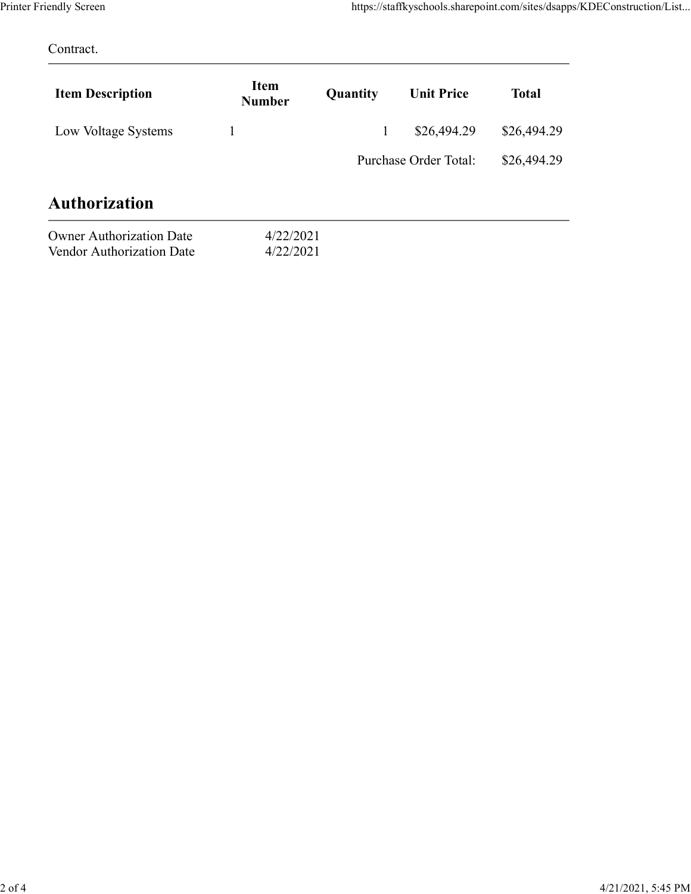Contract.

| Item Description | Item Number | Quantity | Unit Price | Total |
|---|---|---|---|---|
| Low Voltage Systems | 1 | 1 | $26,494.29 | $26,494.29 |
| | | | Purchase Order Total: | $26,494.29 |

## Authorization

| | |
|---|---|
| Owner Authorization Date | 4/22/2021 |
| Vendor Authorization Date | 4/22/2021 |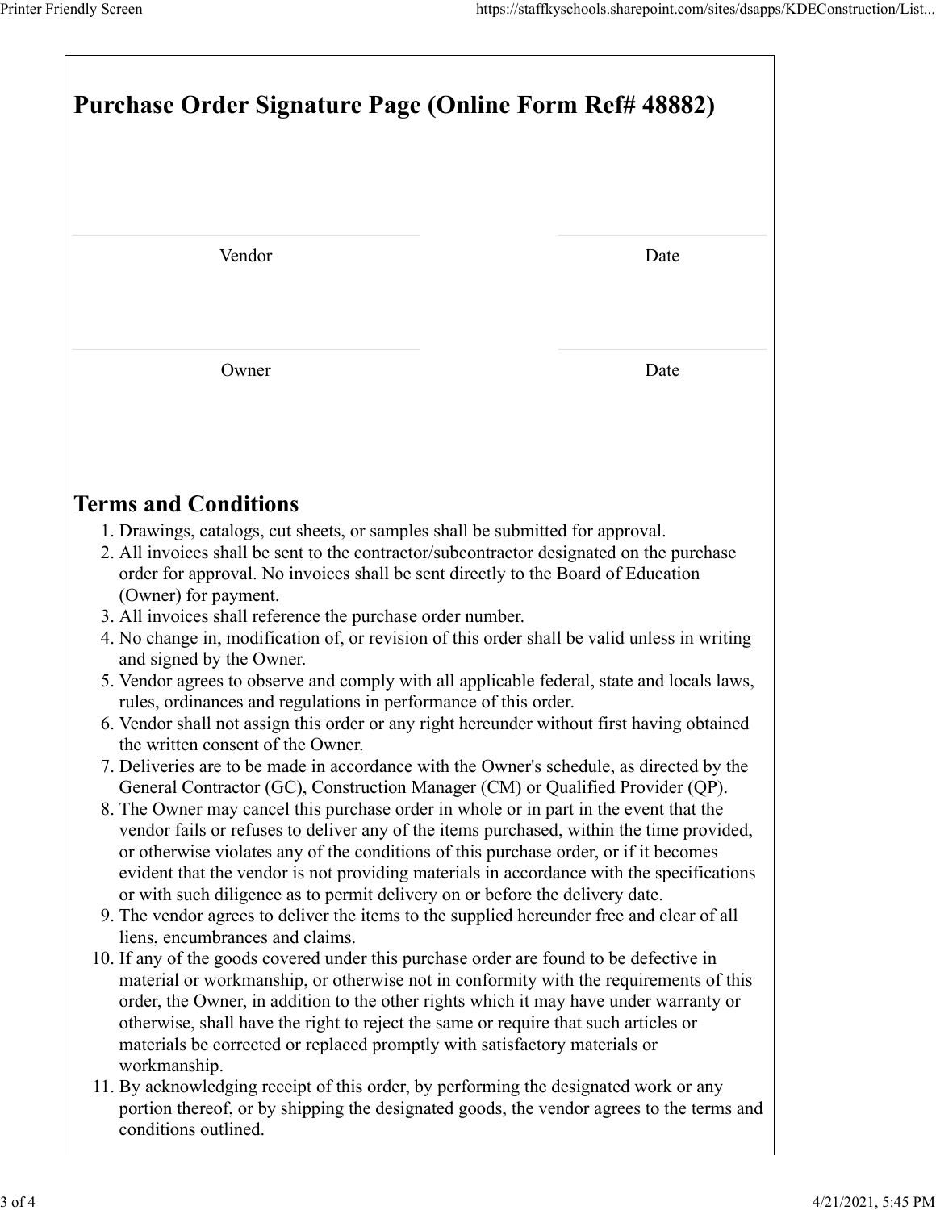# Purchase Order Signature Page (Online Form Ref# 48882)

| Vendor | Date |
|---|---|
| Owner | Date |

## Terms and Conditions

1. Drawings, catalogs, cut sheets, or samples shall be submitted for approval.
2. All invoices shall be sent to the contractor/subcontractor designated on the purchase order for approval. No invoices shall be sent directly to the Board of Education (Owner) for payment.
3. All invoices shall reference the purchase order number.
4. No change in, modification of, or revision of this order shall be valid unless in writing and signed by the Owner.
5. Vendor agrees to observe and comply with all applicable federal, state and locals laws, rules, ordinances and regulations in performance of this order.
6. Vendor shall not assign this order or any right hereunder without first having obtained the written consent of the Owner.
7. Deliveries are to be made in accordance with the Owner's schedule, as directed by the General Contractor (GC), Construction Manager (CM) or Qualified Provider (QP).
8. The Owner may cancel this purchase order in whole or in part in the event that the vendor fails or refuses to deliver any of the items purchased, within the time provided, or otherwise violates any of the conditions of this purchase order, or if it becomes evident that the vendor is not providing materials in accordance with the specifications or with such diligence as to permit delivery on or before the delivery date.
9. The vendor agrees to deliver the items to the supplied hereunder free and clear of all liens, encumbrances and claims.
10. If any of the goods covered under this purchase order are found to be defective in material or workmanship, or otherwise not in conformity with the requirements of this order, the Owner, in addition to the other rights which it may have under warranty or otherwise, shall have the right to reject the same or require that such articles or materials be corrected or replaced promptly with satisfactory materials or workmanship.
11. By acknowledging receipt of this order, by performing the designated work or any portion thereof, or by shipping the designated goods, the vendor agrees to the terms and conditions outlined.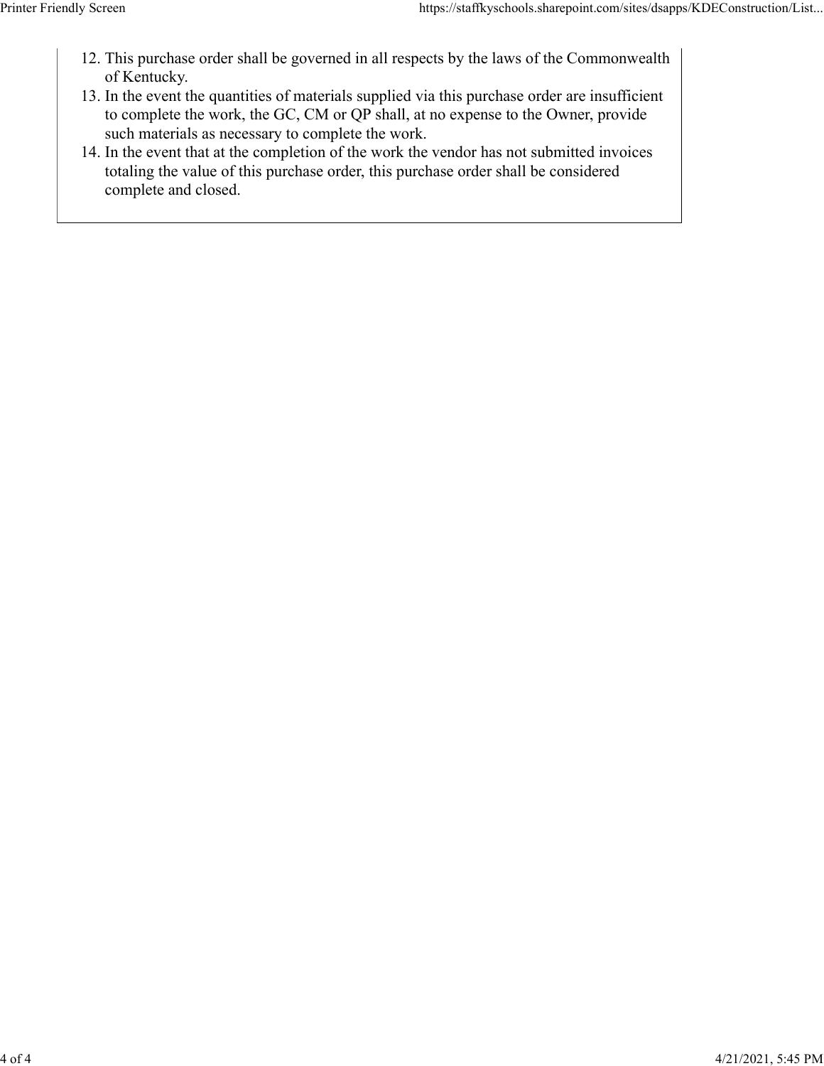12. This purchase order shall be governed in all respects by the laws of the Commonwealth of Kentucky.
13. In the event the quantities of materials supplied via this purchase order are insufficient to complete the work, the GC, CM or QP shall, at no expense to the Owner, provide such materials as necessary to complete the work.
14. In the event that at the completion of the work the vendor has not submitted invoices totaling the value of this purchase order, this purchase order shall be considered complete and closed.